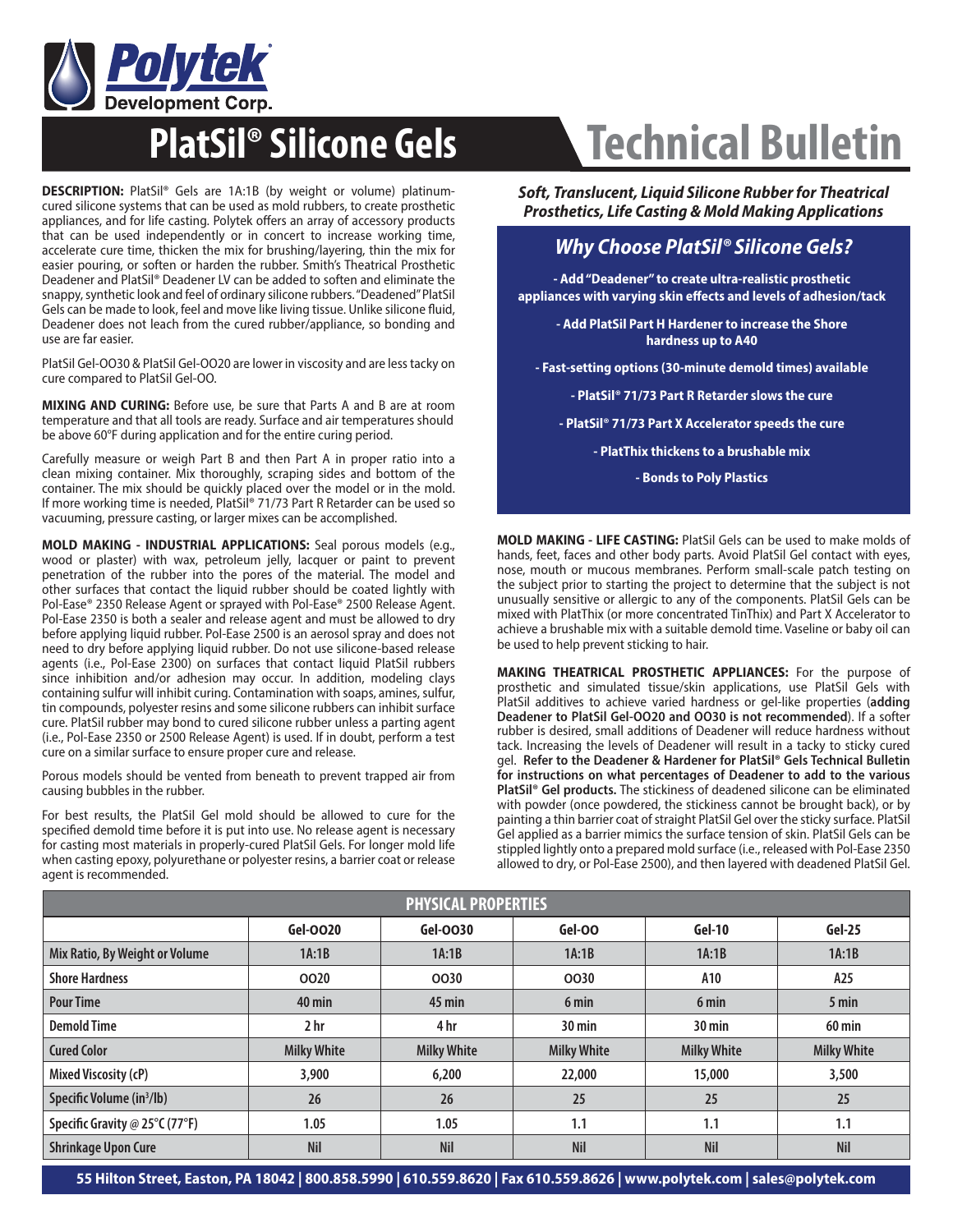Polytek Development Corp.

# PlatSil® Silicone Gels Technical Bulletin

**DESCRIPTION:** PlatSil® Gels are 1A:1B (by weight or volume) platinum-cured silicone systems that can be used as mold rubbers, to create prosthetic appliances, and for life casting. Polytek offers an array of accessory products that can be used independently or in concert to increase working time, accelerate cure time, thicken the mix for brushing/layering, thin the mix for easier pouring, or soften or harden the rubber. Smith's Theatrical Prosthetic Deadener and PlatSil® Deadener LV can be added to soften and eliminate the snappy, synthetic look and feel of ordinary silicone rubbers. "Deadened" PlatSil Gels can be made to look, feel and move like living tissue. Unlike silicone fluid, Deadener does not leach from the cured rubber/appliance, so bonding and use are far easier.

PlatSil Gel-OO30 & PlatSil Gel-OO20 are lower in viscosity and are less tacky on cure compared to PlatSil Gel-OO.

**MIXING AND CURING:** Before use, be sure that Parts A and B are at room temperature and that all tools are ready. Surface and air temperatures should be above 60°F during application and for the entire curing period.

Carefully measure or weigh Part B and then Part A in proper ratio into a clean mixing container. Mix thoroughly, scraping sides and bottom of the container. The mix should be quickly placed over the model or in the mold. If more working time is needed, PlatSil® 71/73 Part R Retarder can be used so vacuuming, pressure casting, or larger mixes can be accomplished.

**MOLD MAKING - INDUSTRIAL APPLICATIONS:** Seal porous models (e.g., wood or plaster) with wax, petroleum jelly, lacquer or paint to prevent penetration of the rubber into the pores of the material. The model and other surfaces that contact the liquid rubber should be coated lightly with Pol-Ease® 2350 Release Agent or sprayed with Pol-Ease® 2500 Release Agent. Pol-Ease 2350 is both a sealer and release agent and must be allowed to dry before applying liquid rubber. Pol-Ease 2500 is an aerosol spray and does not need to dry before applying liquid rubber. Do not use silicone-based release agents (i.e., Pol-Ease 2300) on surfaces that contact liquid PlatSil rubbers since inhibition and/or adhesion may occur. In addition, modeling clays containing sulfur will inhibit curing. Contamination with soaps, amines, sulfur, tin compounds, polyester resins and some silicone rubbers can inhibit surface cure. PlatSil rubber may bond to cured silicone rubber unless a parting agent (i.e., Pol-Ease 2350 or 2500 Release Agent) is used. If in doubt, perform a test cure on a similar surface to ensure proper cure and release.

Porous models should be vented from beneath to prevent trapped air from causing bubbles in the rubber.

For best results, the PlatSil Gel mold should be allowed to cure for the specified demold time before it is put into use. No release agent is necessary for casting most materials in properly-cured PlatSil Gels. For longer mold life when casting epoxy, polyurethane or polyester resins, a barrier coat or release agent is recommended.

***Soft, Translucent, Liquid Silicone Rubber for Theatrical Prosthetics, Life Casting & Mold Making Applications***

## *Why Choose PlatSil® Silicone Gels?*

- **Add "Deadener" to create ultra-realistic prosthetic appliances with varying skin effects and levels of adhesion/tack**
- **Add PlatSil Part H Hardener to increase the Shore hardness up to A40**
- **Fast-setting options (30-minute demold times) available**
- **PlatSil® 71/73 Part R Retarder slows the cure**
- **PlatSil® 71/73 Part X Accelerator speeds the cure**
- **PlatThix thickens to a brushable mix**
- **Bonds to Poly Plastics**

**MOLD MAKING - LIFE CASTING:** PlatSil Gels can be used to make molds of hands, feet, faces and other body parts. Avoid PlatSil Gel contact with eyes, nose, mouth or mucous membranes. Perform small-scale patch testing on the subject prior to starting the project to determine that the subject is not unusually sensitive or allergic to any of the components. PlatSil Gels can be mixed with PlatThix (or more concentrated TinThix) and Part X Accelerator to achieve a brushable mix with a suitable demold time. Vaseline or baby oil can be used to help prevent sticking to hair.

**MAKING THEATRICAL PROSTHETIC APPLIANCES:** For the purpose of prosthetic and simulated tissue/skin applications, use PlatSil Gels with PlatSil additives to achieve varied hardness or gel-like properties (**adding Deadener to PlatSil Gel-OO20 and OO30 is not recommended**). If a softer rubber is desired, small additions of Deadener will reduce hardness without tack. Increasing the levels of Deadener will result in a tacky to sticky cured gel. **Refer to the Deadener & Hardener for PlatSil® Gels Technical Bulletin for instructions on what percentages of Deadener to add to the various PlatSil® Gel products.** The stickiness of deadened silicone can be eliminated with powder (once powdered, the stickiness cannot be brought back), or by painting a thin barrier coat of straight PlatSil Gel over the sticky surface. PlatSil Gel applied as a barrier mimics the surface tension of skin. PlatSil Gels can be stippled lightly onto a prepared mold surface (i.e., released with Pol-Ease 2350 allowed to dry, or Pol-Ease 2500), and then layered with deadened PlatSil Gel.

| PHYSICAL PROPERTIES | | | | | |
|---|---|---|---|---|---|
| | **Gel-OO20** | **Gel-OO30** | **Gel-OO** | **Gel-10** | **Gel-25** |
| **Mix Ratio, By Weight or Volume** | 1A:1B | 1A:1B | 1A:1B | 1A:1B | 1A:1B |
| **Shore Hardness** | OO20 | OO30 | OO30 | A10 | A25 |
| **Pour Time** | 40 min | 45 min | 6 min | 6 min | 5 min |
| **Demold Time** | 2 hr | 4 hr | 30 min | 30 min | 60 min |
| **Cured Color** | Milky White | Milky White | Milky White | Milky White | Milky White |
| **Mixed Viscosity (cP)** | 3,900 | 6,200 | 22,000 | 15,000 | 3,500 |
| **Specific Volume ($in^3$/lb)** | 26 | 26 | 25 | 25 | 25 |
| **Specific Gravity @ 25°C (77°F)** | 1.05 | 1.05 | 1.1 | 1.1 | 1.1 |
| **Shrinkage Upon Cure** | Nil | Nil | Nil | Nil | Nil |

55 Hilton Street, Easton, PA 18042 | 800.858.5990 | 610.559.8620 | Fax 610.559.8626 | www.polytek.com | sales@polytek.com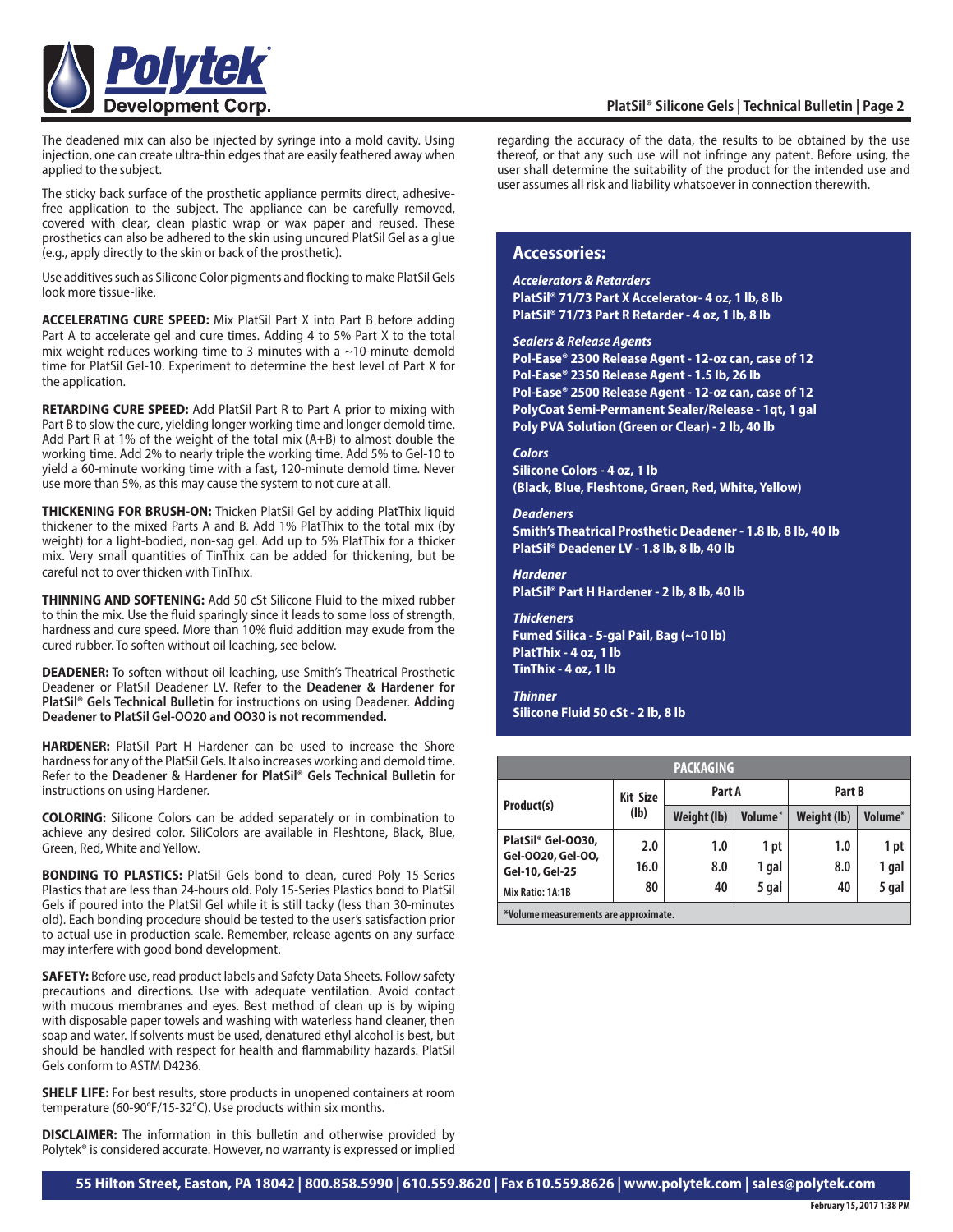The deadened mix can also be injected by syringe into a mold cavity. Using injection, one can create ultra-thin edges that are easily feathered away when applied to the subject.

The sticky back surface of the prosthetic appliance permits direct, adhesive-free application to the subject. The appliance can be carefully removed, covered with clear, clean plastic wrap or wax paper and reused. These prosthetics can also be adhered to the skin using uncured PlatSil Gel as a glue (e.g., apply directly to the skin or back of the prosthetic).

Use additives such as Silicone Color pigments and flocking to make PlatSil Gels look more tissue-like.

**ACCELERATING CURE SPEED:** Mix PlatSil Part X into Part B before adding Part A to accelerate gel and cure times. Adding 4 to 5% Part X to the total mix weight reduces working time to 3 minutes with a ~10-minute demold time for PlatSil Gel-10. Experiment to determine the best level of Part X for the application.

**RETARDING CURE SPEED:** Add PlatSil Part R to Part A prior to mixing with Part B to slow the cure, yielding longer working time and longer demold time. Add Part R at 1% of the weight of the total mix (A+B) to almost double the working time. Add 2% to nearly triple the working time. Add 5% to Gel-10 to yield a 60-minute working time with a fast, 120-minute demold time. Never use more than 5%, as this may cause the system to not cure at all.

**THICKENING FOR BRUSH-ON:** Thicken PlatSil Gel by adding PlatThix liquid thickener to the mixed Parts A and B. Add 1% PlatThix to the total mix (by weight) for a light-bodied, non-sag gel. Add up to 5% PlatThix for a thicker mix. Very small quantities of TinThix can be added for thickening, but be careful not to over thicken with TinThix.

**THINNING AND SOFTENING:** Add 50 cSt Silicone Fluid to the mixed rubber to thin the mix. Use the fluid sparingly since it leads to some loss of strength, hardness and cure speed. More than 10% fluid addition may exude from the cured rubber. To soften without oil leaching, see below.

**DEADENER:** To soften without oil leaching, use Smith's Theatrical Prosthetic Deadener or PlatSil Deadener LV. Refer to the **Deadener & Hardener for PlatSil® Gels Technical Bulletin** for instructions on using Deadener. **Adding Deadener to PlatSil Gel-OO20 and OO30 is not recommended.**

**HARDENER:** PlatSil Part H Hardener can be used to increase the Shore hardness for any of the PlatSil Gels. It also increases working and demold time. Refer to the **Deadener & Hardener for PlatSil® Gels Technical Bulletin** for instructions on using Hardener.

**COLORING:** Silicone Colors can be added separately or in combination to achieve any desired color. SiliColors are available in Fleshtone, Black, Blue, Green, Red, White and Yellow.

**BONDING TO PLASTICS:** PlatSil Gels bond to clean, cured Poly 15-Series Plastics that are less than 24-hours old. Poly 15-Series Plastics bond to PlatSil Gels if poured into the PlatSil Gel while it is still tacky (less than 30-minutes old). Each bonding procedure should be tested to the user's satisfaction prior to actual use in production scale. Remember, release agents on any surface may interfere with good bond development.

**SAFETY:** Before use, read product labels and Safety Data Sheets. Follow safety precautions and directions. Use with adequate ventilation. Avoid contact with mucous membranes and eyes. Best method of clean up is by wiping with disposable paper towels and washing with waterless hand cleaner, then soap and water. If solvents must be used, denatured ethyl alcohol is best, but should be handled with respect for health and flammability hazards. PlatSil Gels conform to ASTM D4236.

**SHELF LIFE:** For best results, store products in unopened containers at room temperature (60-90°F/15-32°C). Use products within six months.

**DISCLAIMER:** The information in this bulletin and otherwise provided by Polytek® is considered accurate. However, no warranty is expressed or implied regarding the accuracy of the data, the results to be obtained by the use thereof, or that any such use will not infringe any patent. Before using, the user shall determine the suitability of the product for the intended use and user assumes all risk and liability whatsoever in connection therewith.

## Accessories:

*Accelerators & Retarders*
**PlatSil® 71/73 Part X Accelerator- 4 oz, 1 lb, 8 lb**
**PlatSil® 71/73 Part R Retarder - 4 oz, 1 lb, 8 lb**

*Sealers & Release Agents*
**Pol-Ease® 2300 Release Agent - 12-oz can, case of 12**
**Pol-Ease® 2350 Release Agent - 1.5 lb, 26 lb**
**Pol-Ease® 2500 Release Agent - 12-oz can, case of 12**
**PolyCoat Semi-Permanent Sealer/Release - 1qt, 1 gal**
**Poly PVA Solution (Green or Clear) - 2 lb, 40 lb**

*Colors*
**Silicone Colors - 4 oz, 1 lb**
**(Black, Blue, Fleshtone, Green, Red, White, Yellow)**

*Deadeners*
**Smith's Theatrical Prosthetic Deadener - 1.8 lb, 8 lb, 40 lb**
**PlatSil® Deadener LV - 1.8 lb, 8 lb, 40 lb**

*Hardener*
**PlatSil® Part H Hardener - 2 lb, 8 lb, 40 lb**

*Thickeners*
**Fumed Silica - 5-gal Pail, Bag (~10 lb)**
**PlatThix - 4 oz, 1 lb**
**TinThix - 4 oz, 1 lb**

*Thinner*
**Silicone Fluid 50 cSt - 2 lb, 8 lb**

**PACKAGING**

| Product(s) | Kit Size (lb) | Part A | | Part B | |
|---|---|---|---|---|---|
| | | Weight (lb) | Volume* | Weight (lb) | Volume* |
| PlatSil® Gel-OO30, Gel-OO20, Gel-OO, Gel-10, Gel-25<br>Mix Ratio: 1A:1B | 2.0 | 1.0 | 1 pt | 1.0 | 1 pt |
| | 16.0 | 8.0 | 1 gal | 8.0 | 1 gal |
| | 80 | 40 | 5 gal | 40 | 5 gal |

*Volume measurements are approximate.